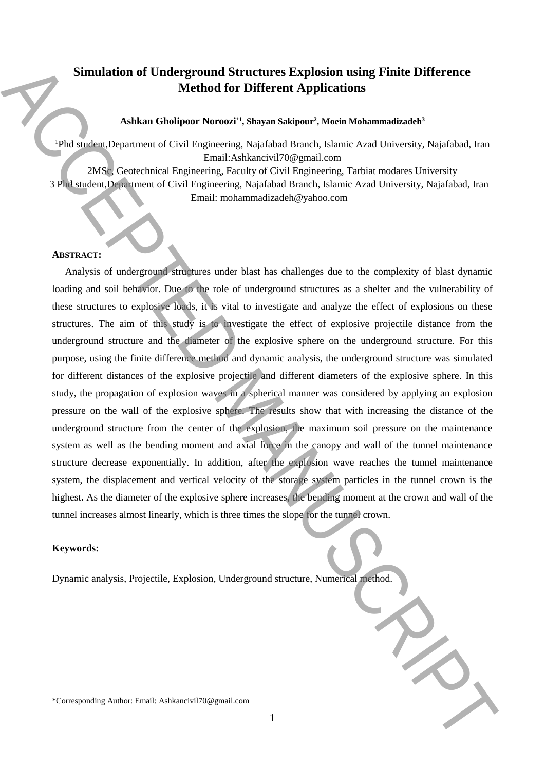# Simulation of Underground Structures Explosion using Finite Difference Method for Different Applications

**Ashkan Gholipoor Noroozi*[1], Shayan Sakipour[2], Moein Mohammadizadeh[3]**

[1]Phd student,Department of Civil Engineering, Najafabad Branch, Islamic Azad University, Najafabad, Iran
Email:Ashkancivil70@gmail.com

2MSc, Geotechnical Engineering, Faculty of Civil Engineering, Tarbiat modares University

3 Phd student,Department of Civil Engineering, Najafabad Branch, Islamic Azad University, Najafabad, Iran
Email: mohammadizadeh@yahoo.com

**ABSTRACT:**

Analysis of underground structures under blast has challenges due to the complexity of blast dynamic loading and soil behavior. Due to the role of underground structures as a shelter and the vulnerability of these structures to explosive loads, it is vital to investigate and analyze the effect of explosions on these structures. The aim of this study is to investigate the effect of explosive projectile distance from the underground structure and the diameter of the explosive sphere on the underground structure. For this purpose, using the finite difference method and dynamic analysis, the underground structure was simulated for different distances of the explosive projectile and different diameters of the explosive sphere. In this study, the propagation of explosion waves in a spherical manner was considered by applying an explosion pressure on the wall of the explosive sphere. The results show that with increasing the distance of the underground structure from the center of the explosion, the maximum soil pressure on the maintenance system as well as the bending moment and axial force in the canopy and wall of the tunnel maintenance structure decrease exponentially. In addition, after the explosion wave reaches the tunnel maintenance system, the displacement and vertical velocity of the storage system particles in the tunnel crown is the highest. As the diameter of the explosive sphere increases, the bending moment at the crown and wall of the tunnel increases almost linearly, which is three times the slope for the tunnel crown.

**Keywords:**

Dynamic analysis, Projectile, Explosion, Underground structure, Numerical method.

---

*Corresponding Author: Email: Ashkancivil70@gmail.com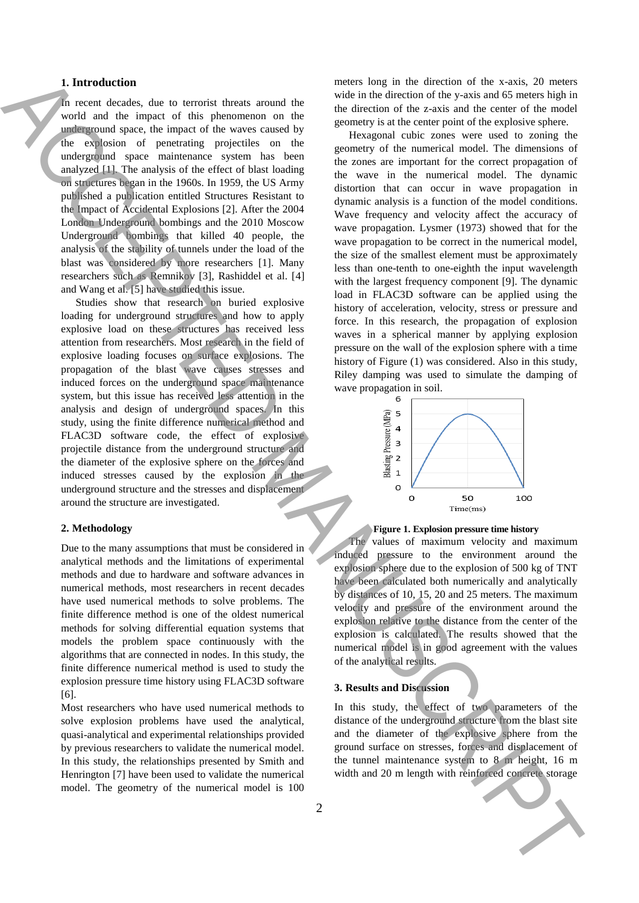## 1. Introduction

In recent decades, due to terrorist threats around the world and the impact of this phenomenon on the underground space, the impact of the waves caused by the explosion of penetrating projectiles on the underground space maintenance system has been analyzed [1]. The analysis of the effect of blast loading on structures began in the 1960s. In 1959, the US Army published a publication entitled Structures Resistant to the Impact of Accidental Explosions [2]. After the 2004 London Underground bombings and the 2010 Moscow Underground bombings that killed 40 people, the analysis of the stability of tunnels under the load of the blast was considered by more researchers [1]. Many researchers such as Remnikov [3], Rashiddel et al. [4] and Wang et al. [5] have studied this issue.

Studies show that research on buried explosive loading for underground structures and how to apply explosive load on these structures has received less attention from researchers. Most research in the field of explosive loading focuses on surface explosions. The propagation of the blast wave causes stresses and induced forces on the underground space maintenance system, but this issue has received less attention in the analysis and design of underground spaces. In this study, using the finite difference numerical method and FLAC3D software code, the effect of explosive projectile distance from the underground structure and the diameter of the explosive sphere on the forces and induced stresses caused by the explosion in the underground structure and the stresses and displacement around the structure are investigated.

## 2. Methodology

Due to the many assumptions that must be considered in analytical methods and the limitations of experimental methods and due to hardware and software advances in numerical methods, most researchers in recent decades have used numerical methods to solve problems. The finite difference method is one of the oldest numerical methods for solving differential equation systems that models the problem space continuously with the algorithms that are connected in nodes. In this study, the finite difference numerical method is used to study the explosion pressure time history using FLAC3D software [6].

Most researchers who have used numerical methods to solve explosion problems have used the analytical, quasi-analytical and experimental relationships provided by previous researchers to validate the numerical model. In this study, the relationships presented by Smith and Henrington [7] have been used to validate the numerical model. The geometry of the numerical model is 100 meters long in the direction of the x-axis, 20 meters wide in the direction of the y-axis and 65 meters high in the direction of the z-axis and the center of the model geometry is at the center point of the explosive sphere.

Hexagonal cubic zones were used to zoning the geometry of the numerical model. The dimensions of the zones are important for the correct propagation of the wave in the numerical model. The dynamic distortion that can occur in wave propagation in dynamic analysis is a function of the model conditions. Wave frequency and velocity affect the accuracy of wave propagation. Lysmer (1973) showed that for the wave propagation to be correct in the numerical model, the size of the smallest element must be approximately less than one-tenth to one-eighth the input wavelength with the largest frequency component [9]. The dynamic load in FLAC3D software can be applied using the history of acceleration, velocity, stress or pressure and force. In this research, the propagation of explosion waves in a spherical manner by applying explosion pressure on the wall of the explosion sphere with a time history of Figure (1) was considered. Also in this study, Riley damping was used to simulate the damping of wave propagation in soil.

**Figure 1. Explosion pressure time history**

The values of maximum velocity and maximum induced pressure to the environment around the explosion sphere due to the explosion of 500 kg of TNT have been calculated both numerically and analytically by distances of 10, 15, 20 and 25 meters. The maximum velocity and pressure of the environment around the explosion relative to the distance from the center of the explosion is calculated. The results showed that the numerical model is in good agreement with the values of the analytical results.

## 3. Results and Discussion

In this study, the effect of two parameters of the distance of the underground structure from the blast site and the diameter of the explosive sphere from the ground surface on stresses, forces and displacement of the tunnel maintenance system to 8 m height, 16 m width and 20 m length with reinforced concrete storage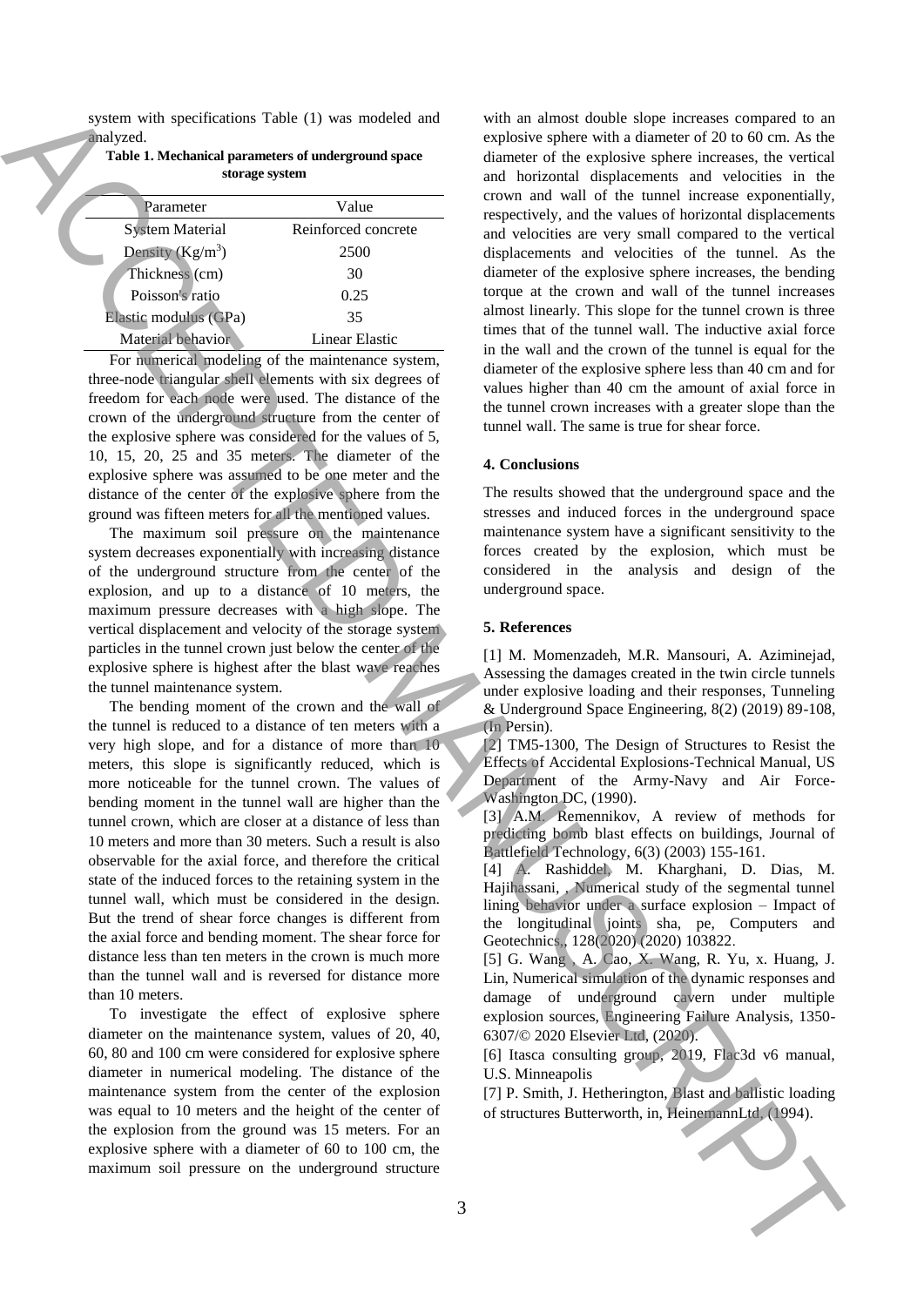system with specifications Table (1) was modeled and analyzed.

**Table 1. Mechanical parameters of underground space storage system**

| Parameter | Value |
|---|---|
| System Material | Reinforced concrete |
| Density ($Kg/m^3$) | 2500 |
| Thickness (cm) | 30 |
| Poisson's ratio | 0.25 |
| Elastic modulus (GPa) | 35 |
| Material behavior | Linear Elastic |

For numerical modeling of the maintenance system, three-node triangular shell elements with six degrees of freedom for each node were used. The distance of the crown of the underground structure from the center of the explosive sphere was considered for the values of 5, 10, 15, 20, 25 and 35 meters. The diameter of the explosive sphere was assumed to be one meter and the distance of the center of the explosive sphere from the ground was fifteen meters for all the mentioned values.

The maximum soil pressure on the maintenance system decreases exponentially with increasing distance of the underground structure from the center of the explosion, and up to a distance of 10 meters, the maximum pressure decreases with a high slope. The vertical displacement and velocity of the storage system particles in the tunnel crown just below the center of the explosive sphere is highest after the blast wave reaches the tunnel maintenance system.

The bending moment of the crown and the wall of the tunnel is reduced to a distance of ten meters with a very high slope, and for a distance of more than 10 meters, this slope is significantly reduced, which is more noticeable for the tunnel crown. The values of bending moment in the tunnel wall are higher than the tunnel crown, which are closer at a distance of less than 10 meters and more than 30 meters. Such a result is also observable for the axial force, and therefore the critical state of the induced forces to the retaining system in the tunnel wall, which must be considered in the design. But the trend of shear force changes is different from the axial force and bending moment. The shear force for distance less than ten meters in the crown is much more than the tunnel wall and is reversed for distance more than 10 meters.

To investigate the effect of explosive sphere diameter on the maintenance system, values of 20, 40, 60, 80 and 100 cm were considered for explosive sphere diameter in numerical modeling. The distance of the maintenance system from the center of the explosion was equal to 10 meters and the height of the center of the explosion from the ground was 15 meters. For an explosive sphere with a diameter of 60 to 100 cm, the maximum soil pressure on the underground structure with an almost double slope increases compared to an explosive sphere with a diameter of 20 to 60 cm. As the diameter of the explosive sphere increases, the vertical and horizontal displacements and velocities in the crown and wall of the tunnel increase exponentially, respectively, and the values of horizontal displacements and velocities are very small compared to the vertical displacements and velocities of the tunnel. As the diameter of the explosive sphere increases, the bending torque at the crown and wall of the tunnel increases almost linearly. This slope for the tunnel crown is three times that of the tunnel wall. The inductive axial force in the wall and the crown of the tunnel is equal for the diameter of the explosive sphere less than 40 cm and for values higher than 40 cm the amount of axial force in the tunnel crown increases with a greater slope than the tunnel wall. The same is true for shear force.

## 4. Conclusions

The results showed that the underground space and the stresses and induced forces in the underground space maintenance system have a significant sensitivity to the forces created by the explosion, which must be considered in the analysis and design of the underground space.

## 5. References

[1] M. Momenzadeh, M.R. Mansouri, A. Aziminejad, Assessing the damages created in the twin circle tunnels under explosive loading and their responses, Tunneling & Underground Space Engineering, 8(2) (2019) 89-108, (In Persin).

[2] TM5-1300, The Design of Structures to Resist the Effects of Accidental Explosions-Technical Manual, US Department of the Army-Navy and Air Force-Washington DC, (1990).

[3] A.M. Remennikov, A review of methods for predicting bomb blast effects on buildings, Journal of Battlefield Technology, 6(3) (2003) 155-161.

[4] A. Rashiddel, M. Kharghani, D. Dias, M. Hajihassani, . Numerical study of the segmental tunnel lining behavior under a surface explosion – Impact of the longitudinal joints sha, pe, Computers and Geotechnics,, 128(2020) (2020) 103822.

[5] G. Wang , A. Cao, X. Wang, R. Yu, x. Huang, J. Lin, Numerical simulation of the dynamic responses and damage of underground cavern under multiple explosion sources, Engineering Failure Analysis, 1350-6307/© 2020 Elsevier Ltd, (2020).

[6] Itasca consulting group, 2019, Flac3d v6 manual, U.S. Minneapolis

[7] P. Smith, J. Hetherington, Blast and ballistic loading of structures Butterworth, in, HeinemannLtd, (1994).